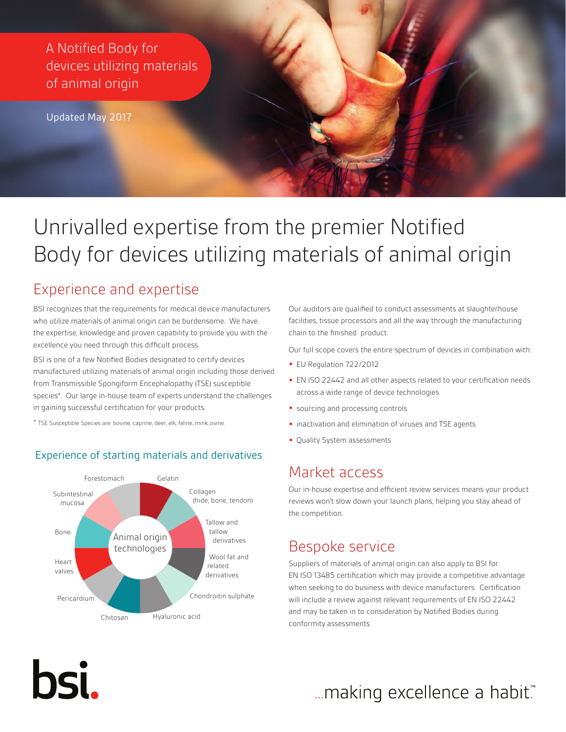A Notified Body for devices utilizing materials of animal origin

Updated May 2017

# Unrivalled expertise from the premier Notified Body for devices utilizing materials of animal origin

## Experience and expertise

BSI recognizes that the requirements for medical device manufacturers who utilize materials of animal origin can be burdensome. We have the expertise, knowledge and proven capability to provide you with the excellence you need through this difficult process.

BSI is one of a few Notified Bodies designated to certify devices manufactured utilizing materials of animal origin including those derived from Transmissible Spongiform Encephalopathy (TSE) susceptible species*. Our large in-house team of experts understand the challenges in gaining successful certification for your products.

* TSE Susceptible Species are: bovine, caprine, deer, elk, feline, mink, ovine.

### Experience of starting materials and derivatives

Animal origin technologies:

- Gelatin
- Collagen (hide, bone, tendon)
- Tallow and tallow derivatives
- Wool fat and related derivatives
- Chondroitin sulphate
- Hyaluronic acid
- Chitosan
- Pericardium
- Heart valves
- Bone
- Subintestinal mucosa
- Forestomach

Our auditors are qualified to conduct assessments at slaughterhouse facilities, tissue processors and all the way through the manufacturing chain to the finished product.

Our full scope covers the entire spectrum of devices in combination with:

- EU Regulation 722/2012
- EN ISO 22442 and all other aspects related to your certification needs across a wide range of device technologies
- sourcing and processing controls
- inactivation and elimination of viruses and TSE agents
- Quality System assessments

## Market access

Our in-house expertise and efficient review services means your product reviews won't slow down your launch plans, helping you stay ahead of the competition.

## Bespoke service

Suppliers of materials of animal origin can also apply to BSI for EN ISO 13485 certification which may provide a competitive advantage when seeking to do business with device manufacturers. Certification will include a review against relevant requirements of EN ISO 22442 and may be taken in to consideration by Notified Bodies during conformity assessments.

bsi.

...making excellence a habit.™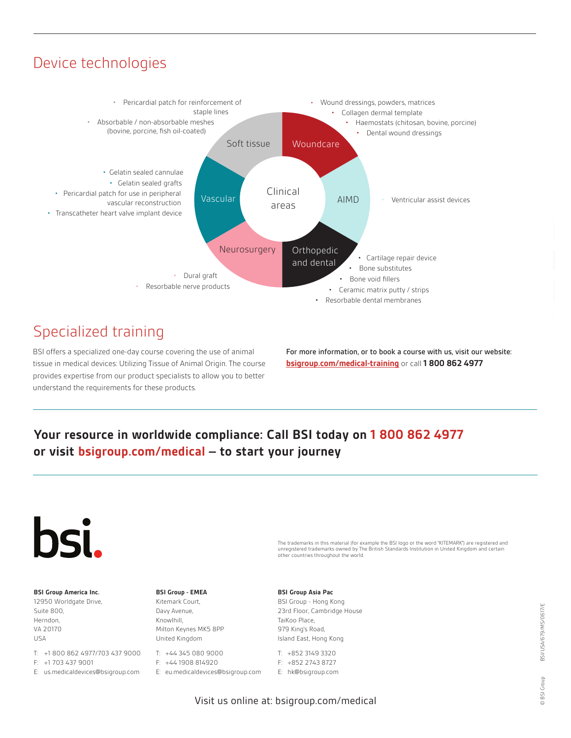## Device technologies

Clinical areas

Soft tissue
- Pericardial patch for reinforcement of staple lines
- Absorbable / non-absorbable meshes (bovine, porcine, fish oil-coated)

Woundcare
- Wound dressings, powders, matrices
- Collagen dermal template
- Haemostats (chitosan, bovine, porcine)
- Dental wound dressings

AIMD
- Ventricular assist devices

Orthopedic and dental
- Cartilage repair device
- Bone substitutes
- Bone void fillers
- Ceramic matrix putty / strips
- Resorbable dental membranes

Neurosurgery
- Dural graft
- Resorbable nerve products

Vascular
- Gelatin sealed cannulae
- Gelatin sealed grafts
- Pericardial patch for use in peripheral vascular reconstruction
- Transcatheter heart valve implant device

## Specialized training

BSI offers a specialized one-day course covering the use of animal tissue in medical devices: Utilizing Tissue of Animal Origin. The course provides expertise from our product specialists to allow you to better understand the requirements for these products.

For more information, or to book a course with us, visit our website: **bsigroup.com/medical-training** or call **1 800 862 4977**

**Your resource in worldwide compliance: Call BSI today on 1 800 862 4977 or visit bsigroup.com/medical – to start your journey**

bsi.

The trademarks in this material (for example the BSI logo or the word "KITEMARK") are registered and unregistered trademarks owned by The British Standards Institution in United Kingdom and certain other countries throughout the world.

**BSI Group America Inc.**
12950 Worldgate Drive,
Suite 800,
Herndon,
VA 20170
USA

T: +1 800 862 4977/703 437 9000
F: +1 703 437 9001
E: us.medicaldevices@bsigroup.com

**BSI Group - EMEA**
Kitemark Court,
Davy Avenue,
Knowlhill,
Milton Keynes MK5 8PP
United Kingdom

T: +44 345 080 9000
F: +44 1908 814920
E: eu.medicaldevices@bsigroup.com

**BSI Group Asia Pac**
BSI Group - Hong Kong
23rd Floor, Cambridge House
TaiKoo Place,
979 King's Road,
Island East, Hong Kong

T: +852 3149 3320
F: +852 2743 8727
E: hk@bsigroup.com

Visit us online at: bsigroup.com/medical

BSI/USA/679/MS/0617/E

© BSI Group